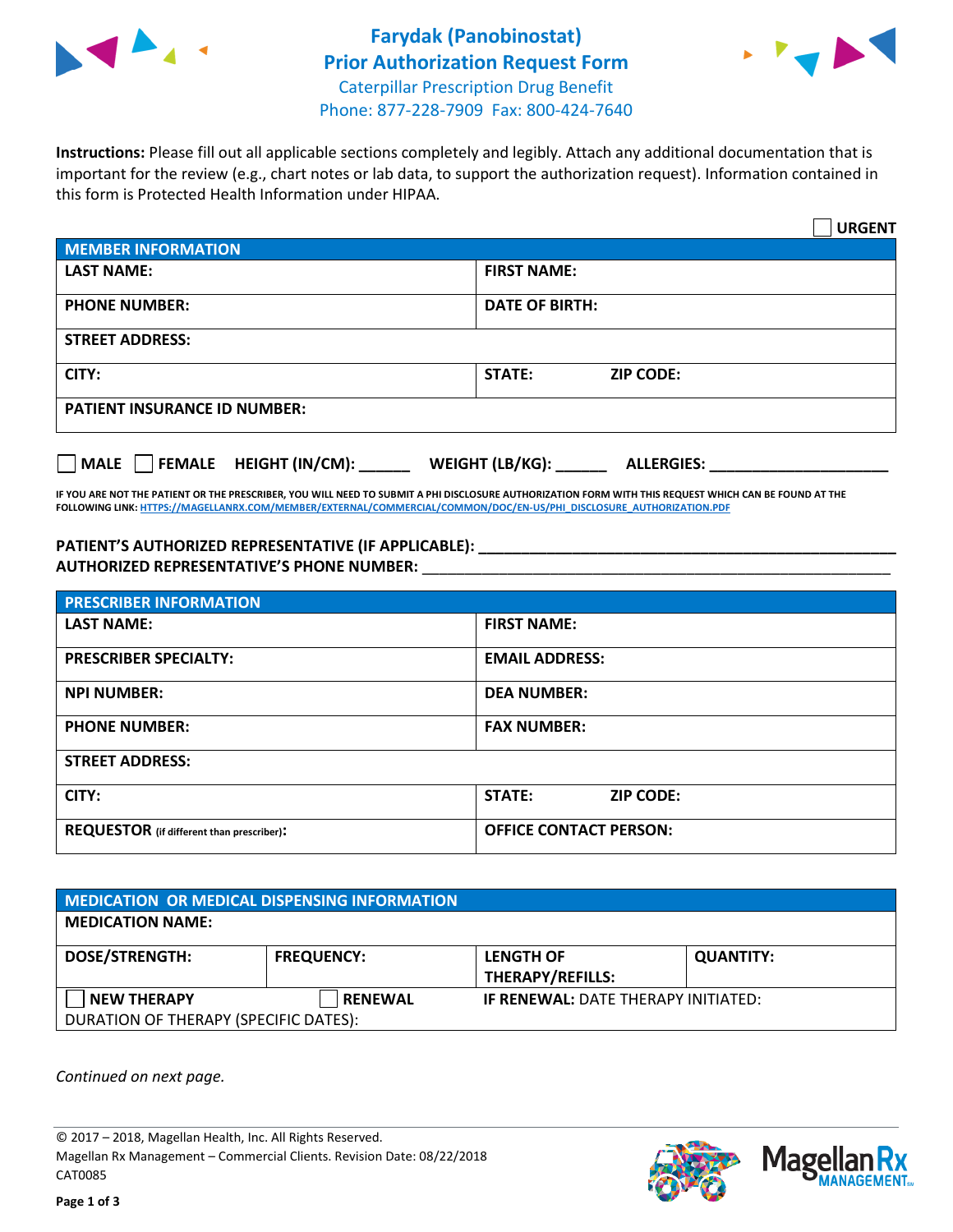# Farydak (Panobinostat) Prior Authorization Request Form

Caterpillar Prescription Drug Benefit
Phone: 877-228-7909 Fax: 800-424-7640

**Instructions:** Please fill out all applicable sections completely and legibly. Attach any additional documentation that is important for the review (e.g., chart notes or lab data, to support the authorization request). Information contained in this form is Protected Health Information under HIPAA.

☐ **URGENT**

| **MEMBER INFORMATION** | |
|---|---|
| **LAST NAME:** | **FIRST NAME:** |
| **PHONE NUMBER:** | **DATE OF BIRTH:** |
| **STREET ADDRESS:** | |
| **CITY:** | **STATE:** **ZIP CODE:** |
| **PATIENT INSURANCE ID NUMBER:** | |

☐ **MALE** ☐ **FEMALE** **HEIGHT (IN/CM):** ______ **WEIGHT (LB/KG):** ______ **ALLERGIES:** ____________________

**IF YOU ARE NOT THE PATIENT OR THE PRESCRIBER, YOU WILL NEED TO SUBMIT A PHI DISCLOSURE AUTHORIZATION FORM WITH THIS REQUEST WHICH CAN BE FOUND AT THE FOLLOWING LINK: HTTPS://MAGELLANRX.COM/MEMBER/EXTERNAL/COMMERCIAL/COMMON/DOC/EN-US/PHI_DISCLOSURE_AUTHORIZATION.PDF**

**PATIENT'S AUTHORIZED REPRESENTATIVE (IF APPLICABLE):** ____________________________________________
**AUTHORIZED REPRESENTATIVE'S PHONE NUMBER:** ____________________________________________

| **PRESCRIBER INFORMATION** | |
|---|---|
| **LAST NAME:** | **FIRST NAME:** |
| **PRESCRIBER SPECIALTY:** | **EMAIL ADDRESS:** |
| **NPI NUMBER:** | **DEA NUMBER:** |
| **PHONE NUMBER:** | **FAX NUMBER:** |
| **STREET ADDRESS:** | |
| **CITY:** | **STATE:** **ZIP CODE:** |
| **REQUESTOR** (if different than prescriber)**:** | **OFFICE CONTACT PERSON:** |

| **MEDICATION OR MEDICAL DISPENSING INFORMATION** | | | |
|---|---|---|---|
| **MEDICATION NAME:** | | | |
| **DOSE/STRENGTH:** | **FREQUENCY:** | **LENGTH OF THERAPY/REFILLS:** | **QUANTITY:** |
| ☐ **NEW THERAPY** | ☐ **RENEWAL** | **IF RENEWAL:** DATE THERAPY INITIATED: | |
| DURATION OF THERAPY (SPECIFIC DATES): | | | |

*Continued on next page.*

© 2017 – 2018, Magellan Health, Inc. All Rights Reserved.
Magellan Rx Management – Commercial Clients. Revision Date: 08/22/2018
CAT0085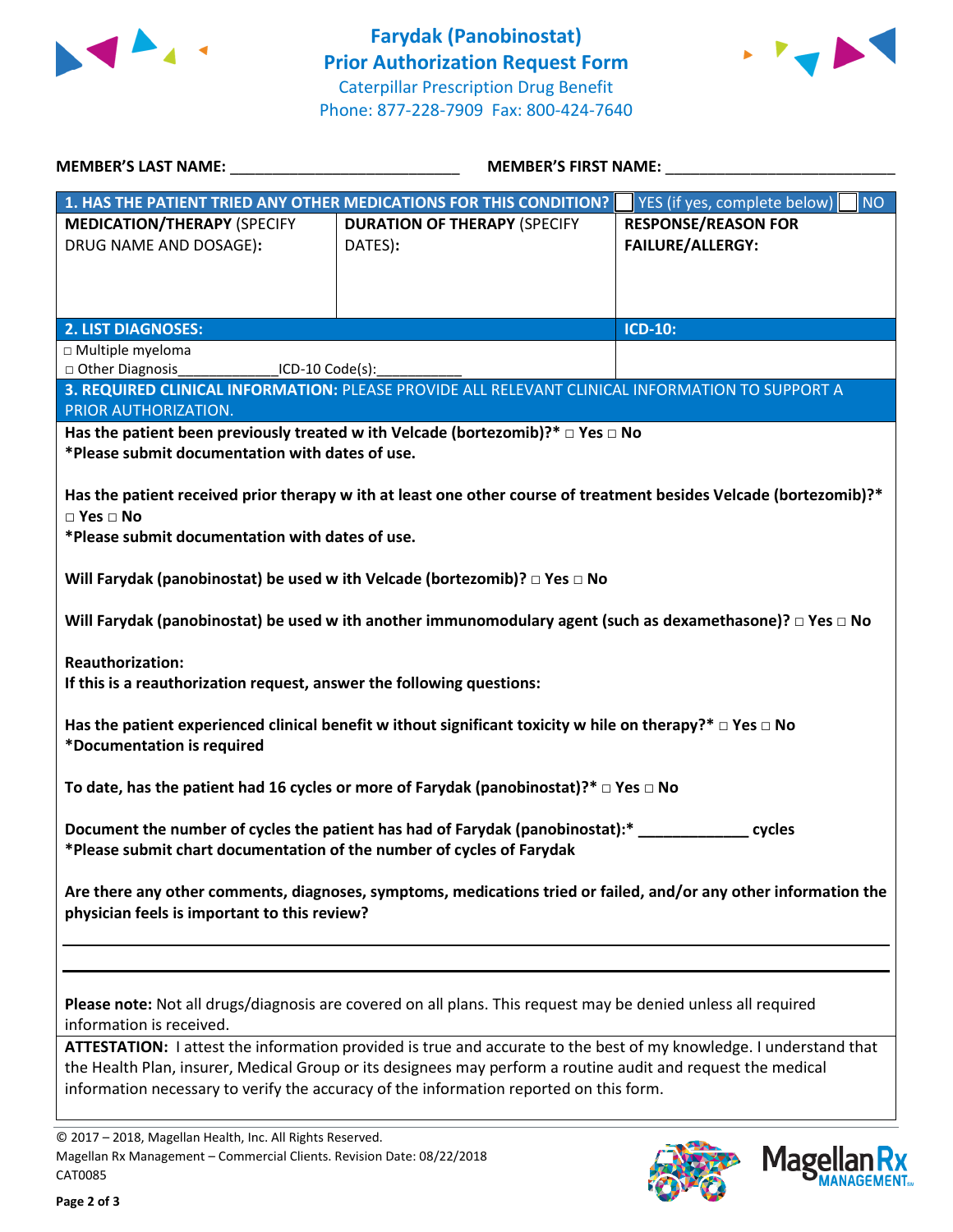# Farydak (Panobinostat)
## Prior Authorization Request Form

Caterpillar Prescription Drug Benefit
Phone: 877-228-7909 Fax: 800-424-7640

**MEMBER'S LAST NAME:** ___________________________ **MEMBER'S FIRST NAME:** ___________________________

| **1. HAS THE PATIENT TRIED ANY OTHER MEDICATIONS FOR THIS CONDITION?** | | ☐ YES (if yes, complete below) ☐ NO |
|---|---|---|
| **MEDICATION/THERAPY** (SPECIFY DRUG NAME AND DOSAGE): | **DURATION OF THERAPY** (SPECIFY DATES): | **RESPONSE/REASON FOR FAILURE/ALLERGY:** |
| | | |

| **2. LIST DIAGNOSES:** | **ICD-10:** |
|---|---|
| □ Multiple myeloma<br>□ Other Diagnosis_____________ICD-10 Code(s):___________ | |

**3. REQUIRED CLINICAL INFORMATION:** PLEASE PROVIDE ALL RELEVANT CLINICAL INFORMATION TO SUPPORT A PRIOR AUTHORIZATION.

**Has the patient been previously treated with Velcade (bortezomib)?* □ Yes □ No**
***Please submit documentation with dates of use.**

**Has the patient received prior therapy with at least one other course of treatment besides Velcade (bortezomib)?* □ Yes □ No**
***Please submit documentation with dates of use.**

**Will Farydak (panobinostat) be used with Velcade (bortezomib)? □ Yes □ No**

**Will Farydak (panobinostat) be used with another immunomodulary agent (such as dexamethasone)? □ Yes □ No**

**Reauthorization:**
**If this is a reauthorization request, answer the following questions:**

**Has the patient experienced clinical benefit without significant toxicity while on therapy?* □ Yes □ No**
***Documentation is required**

**To date, has the patient had 16 cycles or more of Farydak (panobinostat)?* □ Yes □ No**

**Document the number of cycles the patient has had of Farydak (panobinostat):* _____________ cycles**
***Please submit chart documentation of the number of cycles of Farydak**

**Are there any other comments, diagnoses, symptoms, medications tried or failed, and/or any other information the physician feels is important to this review?**

_______________________________________________________________________________

_______________________________________________________________________________

**Please note:** Not all drugs/diagnosis are covered on all plans. This request may be denied unless all required information is received.

**ATTESTATION:** I attest the information provided is true and accurate to the best of my knowledge. I understand that the Health Plan, insurer, Medical Group or its designees may perform a routine audit and request the medical information necessary to verify the accuracy of the information reported on this form.

© 2017 – 2018, Magellan Health, Inc. All Rights Reserved.
Magellan Rx Management – Commercial Clients. Revision Date: 08/22/2018
CAT0085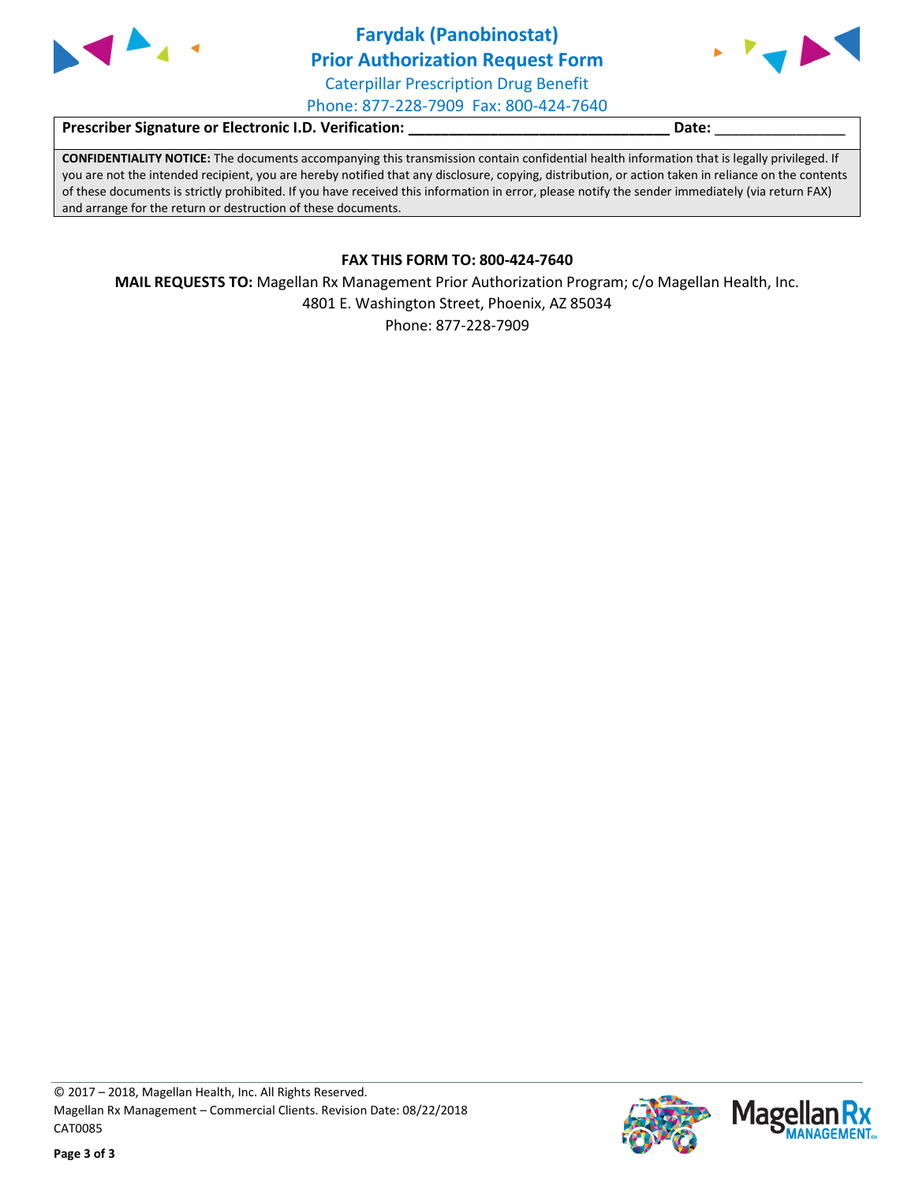**Prescriber Signature or Electronic I.D. Verification:** ______________________________ **Date:** _______________

**CONFIDENTIALITY NOTICE:** The documents accompanying this transmission contain confidential health information that is legally privileged. If you are not the intended recipient, you are hereby notified that any disclosure, copying, distribution, or action taken in reliance on the contents of these documents is strictly prohibited. If you have received this information in error, please notify the sender immediately (via return FAX) and arrange for the return or destruction of these documents.

**FAX THIS FORM TO: 800-424-7640**

**MAIL REQUESTS TO:** Magellan Rx Management Prior Authorization Program; c/o Magellan Health, Inc.
4801 E. Washington Street, Phoenix, AZ 85034
Phone: 877-228-7909